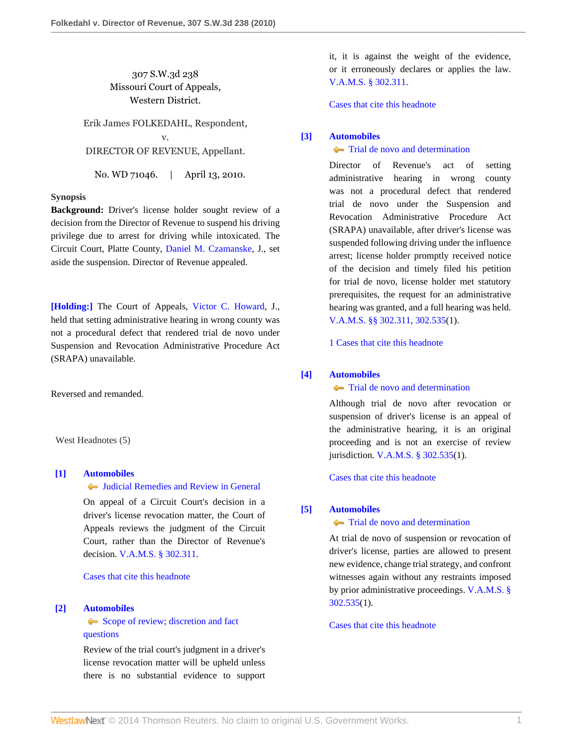307 S.W.3d 238
Missouri Court of Appeals,
Western District.

Erik James FOLKEDAHL, Respondent,
v.
DIRECTOR OF REVENUE, Appellant.

No. WD 71046. | April 13, 2010.

**Synopsis**

**Background:** Driver's license holder sought review of a decision from the Director of Revenue to suspend his driving privilege due to arrest for driving while intoxicated. The Circuit Court, Platte County, Daniel M. Czamanske, J., set aside the suspension. Director of Revenue appealed.

**[Holding:]** The Court of Appeals, Victor C. Howard, J., held that setting administrative hearing in wrong county was not a procedural defect that rendered trial de novo under Suspension and Revocation Administrative Procedure Act (SRAPA) unavailable.

Reversed and remanded.

West Headnotes (5)

**[1] Automobiles**
Judicial Remedies and Review in General

On appeal of a Circuit Court's decision in a driver's license revocation matter, the Court of Appeals reviews the judgment of the Circuit Court, rather than the Director of Revenue's decision. V.A.M.S. § 302.311.

Cases that cite this headnote

**[2] Automobiles**
Scope of review; discretion and fact questions

Review of the trial court's judgment in a driver's license revocation matter will be upheld unless there is no substantial evidence to support it, it is against the weight of the evidence, or it erroneously declares or applies the law. V.A.M.S. § 302.311.

Cases that cite this headnote

**[3] Automobiles**
Trial de novo and determination

Director of Revenue's act of setting administrative hearing in wrong county was not a procedural defect that rendered trial de novo under the Suspension and Revocation Administrative Procedure Act (SRAPA) unavailable, after driver's license was suspended following driving under the influence arrest; license holder promptly received notice of the decision and timely filed his petition for trial de novo, license holder met statutory prerequisites, the request for an administrative hearing was granted, and a full hearing was held. V.A.M.S. §§ 302.311, 302.535(1).

1 Cases that cite this headnote

**[4] Automobiles**
Trial de novo and determination

Although trial de novo after revocation or suspension of driver's license is an appeal of the administrative hearing, it is an original proceeding and is not an exercise of review jurisdiction. V.A.M.S. § 302.535(1).

Cases that cite this headnote

**[5] Automobiles**
Trial de novo and determination

At trial de novo of suspension or revocation of driver's license, parties are allowed to present new evidence, change trial strategy, and confront witnesses again without any restraints imposed by prior administrative proceedings. V.A.M.S. § 302.535(1).

Cases that cite this headnote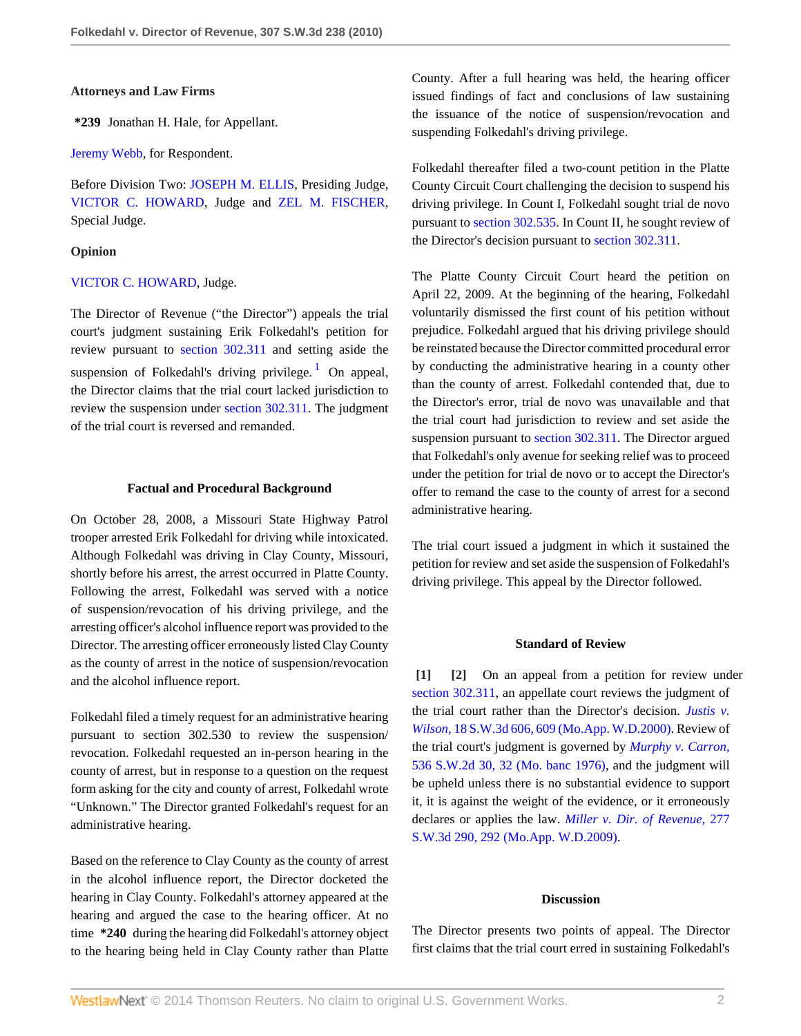**Attorneys and Law Firms**

**\*239** Jonathan H. Hale, for Appellant.

Jeremy Webb, for Respondent.

Before Division Two: JOSEPH M. ELLIS, Presiding Judge, VICTOR C. HOWARD, Judge and ZEL M. FISCHER, Special Judge.

**Opinion**

VICTOR C. HOWARD, Judge.

The Director of Revenue ("the Director") appeals the trial court's judgment sustaining Erik Folkedahl's petition for review pursuant to section 302.311 and setting aside the suspension of Folkedahl's driving privilege. [1] On appeal, the Director claims that the trial court lacked jurisdiction to review the suspension under section 302.311. The judgment of the trial court is reversed and remanded.

**Factual and Procedural Background**

On October 28, 2008, a Missouri State Highway Patrol trooper arrested Erik Folkedahl for driving while intoxicated. Although Folkedahl was driving in Clay County, Missouri, shortly before his arrest, the arrest occurred in Platte County. Following the arrest, Folkedahl was served with a notice of suspension/revocation of his driving privilege, and the arresting officer's alcohol influence report was provided to the Director. The arresting officer erroneously listed Clay County as the county of arrest in the notice of suspension/revocation and the alcohol influence report.

Folkedahl filed a timely request for an administrative hearing pursuant to section 302.530 to review the suspension/revocation. Folkedahl requested an in-person hearing in the county of arrest, but in response to a question on the request form asking for the city and county of arrest, Folkedahl wrote "Unknown." The Director granted Folkedahl's request for an administrative hearing.

Based on the reference to Clay County as the county of arrest in the alcohol influence report, the Director docketed the hearing in Clay County. Folkedahl's attorney appeared at the hearing and argued the case to the hearing officer. At no time **\*240** during the hearing did Folkedahl's attorney object to the hearing being held in Clay County rather than Platte County. After a full hearing was held, the hearing officer issued findings of fact and conclusions of law sustaining the issuance of the notice of suspension/revocation and suspending Folkedahl's driving privilege.

Folkedahl thereafter filed a two-count petition in the Platte County Circuit Court challenging the decision to suspend his driving privilege. In Count I, Folkedahl sought trial de novo pursuant to section 302.535. In Count II, he sought review of the Director's decision pursuant to section 302.311.

The Platte County Circuit Court heard the petition on April 22, 2009. At the beginning of the hearing, Folkedahl voluntarily dismissed the first count of his petition without prejudice. Folkedahl argued that his driving privilege should be reinstated because the Director committed procedural error by conducting the administrative hearing in a county other than the county of arrest. Folkedahl contended that, due to the Director's error, trial de novo was unavailable and that the trial court had jurisdiction to review and set aside the suspension pursuant to section 302.311. The Director argued that Folkedahl's only avenue for seeking relief was to proceed under the petition for trial de novo or to accept the Director's offer to remand the case to the county of arrest for a second administrative hearing.

The trial court issued a judgment in which it sustained the petition for review and set aside the suspension of Folkedahl's driving privilege. This appeal by the Director followed.

**Standard of Review**

**[1]** **[2]** On an appeal from a petition for review under section 302.311, an appellate court reviews the judgment of the trial court rather than the Director's decision. *Justis v. Wilson,* 18 S.W.3d 606, 609 (Mo.App. W.D.2000). Review of the trial court's judgment is governed by *Murphy v. Carron,* 536 S.W.2d 30, 32 (Mo. banc 1976), and the judgment will be upheld unless there is no substantial evidence to support it, it is against the weight of the evidence, or it erroneously declares or applies the law. *Miller v. Dir. of Revenue,* 277 S.W.3d 290, 292 (Mo.App. W.D.2009).

**Discussion**

The Director presents two points of appeal. The Director first claims that the trial court erred in sustaining Folkedahl's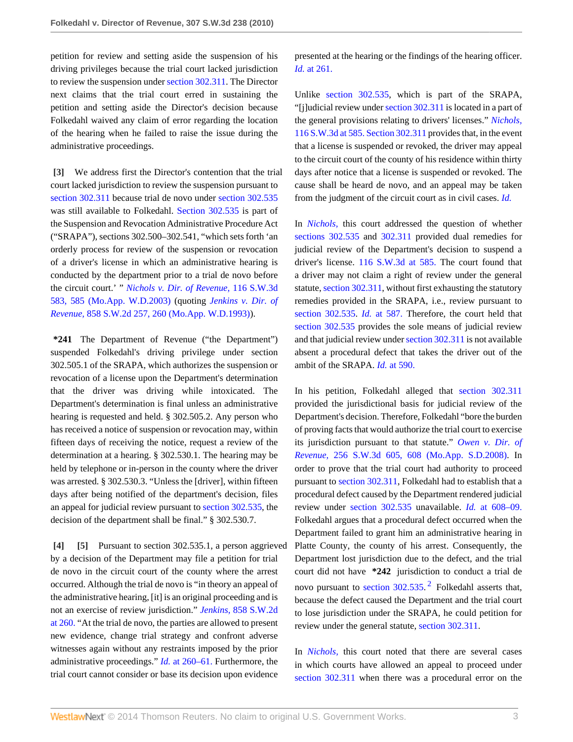petition for review and setting aside the suspension of his driving privileges because the trial court lacked jurisdiction to review the suspension under section 302.311. The Director next claims that the trial court erred in sustaining the petition and setting aside the Director's decision because Folkedahl waived any claim of error regarding the location of the hearing when he failed to raise the issue during the administrative proceedings.

**[3]** We address first the Director's contention that the trial court lacked jurisdiction to review the suspension pursuant to section 302.311 because trial de novo under section 302.535 was still available to Folkedahl. Section 302.535 is part of the Suspension and Revocation Administrative Procedure Act ("SRAPA"), sections 302.500–302.541, "which sets forth 'an orderly process for review of the suspension or revocation of a driver's license in which an administrative hearing is conducted by the department prior to a trial de novo before the circuit court.' " *Nichols v. Dir. of Revenue,* 116 S.W.3d 583, 585 (Mo.App. W.D.2003) (quoting *Jenkins v. Dir. of Revenue,* 858 S.W.2d 257, 260 (Mo.App. W.D.1993)).

**\*241** The Department of Revenue ("the Department") suspended Folkedahl's driving privilege under section 302.505.1 of the SRAPA, which authorizes the suspension or revocation of a license upon the Department's determination that the driver was driving while intoxicated. The Department's determination is final unless an administrative hearing is requested and held. § 302.505.2. Any person who has received a notice of suspension or revocation may, within fifteen days of receiving the notice, request a review of the determination at a hearing. § 302.530.1. The hearing may be held by telephone or in-person in the county where the driver was arrested. § 302.530.3. "Unless the [driver], within fifteen days after being notified of the department's decision, files an appeal for judicial review pursuant to section 302.535, the decision of the department shall be final." § 302.530.7.

**[4]** **[5]** Pursuant to section 302.535.1, a person aggrieved by a decision of the Department may file a petition for trial de novo in the circuit court of the county where the arrest occurred. Although the trial de novo is "in theory an appeal of the administrative hearing, [it] is an original proceeding and is not an exercise of review jurisdiction." *Jenkins,* 858 S.W.2d at 260. "At the trial de novo, the parties are allowed to present new evidence, change trial strategy and confront adverse witnesses again without any restraints imposed by the prior administrative proceedings." *Id.* at 260–61. Furthermore, the trial court cannot consider or base its decision upon evidence presented at the hearing or the findings of the hearing officer. *Id.* at 261.

Unlike section 302.535, which is part of the SRAPA, "[j]udicial review under section 302.311 is located in a part of the general provisions relating to drivers' licenses." *Nichols,* 116 S.W.3d at 585. Section 302.311 provides that, in the event that a license is suspended or revoked, the driver may appeal to the circuit court of the county of his residence within thirty days after notice that a license is suspended or revoked. The cause shall be heard de novo, and an appeal may be taken from the judgment of the circuit court as in civil cases. *Id.*

In *Nichols,* this court addressed the question of whether sections 302.535 and 302.311 provided dual remedies for judicial review of the Department's decision to suspend a driver's license. 116 S.W.3d at 585. The court found that a driver may not claim a right of review under the general statute, section 302.311, without first exhausting the statutory remedies provided in the SRAPA, i.e., review pursuant to section 302.535. *Id.* at 587. Therefore, the court held that section 302.535 provides the sole means of judicial review and that judicial review under section 302.311 is not available absent a procedural defect that takes the driver out of the ambit of the SRAPA. *Id.* at 590.

In his petition, Folkedahl alleged that section 302.311 provided the jurisdictional basis for judicial review of the Department's decision. Therefore, Folkedahl "bore the burden of proving facts that would authorize the trial court to exercise its jurisdiction pursuant to that statute." *Owen v. Dir. of Revenue,* 256 S.W.3d 605, 608 (Mo.App. S.D.2008). In order to prove that the trial court had authority to proceed pursuant to section 302.311, Folkedahl had to establish that a procedural defect caused by the Department rendered judicial review under section 302.535 unavailable. *Id.* at 608–09. Folkedahl argues that a procedural defect occurred when the Department failed to grant him an administrative hearing in Platte County, the county of his arrest. Consequently, the Department lost jurisdiction due to the defect, and the trial court did not have **\*242** jurisdiction to conduct a trial de novo pursuant to section 302.535.[2] Folkedahl asserts that, because the defect caused the Department and the trial court to lose jurisdiction under the SRAPA, he could petition for review under the general statute, section 302.311.

In *Nichols,* this court noted that there are several cases in which courts have allowed an appeal to proceed under section 302.311 when there was a procedural error on the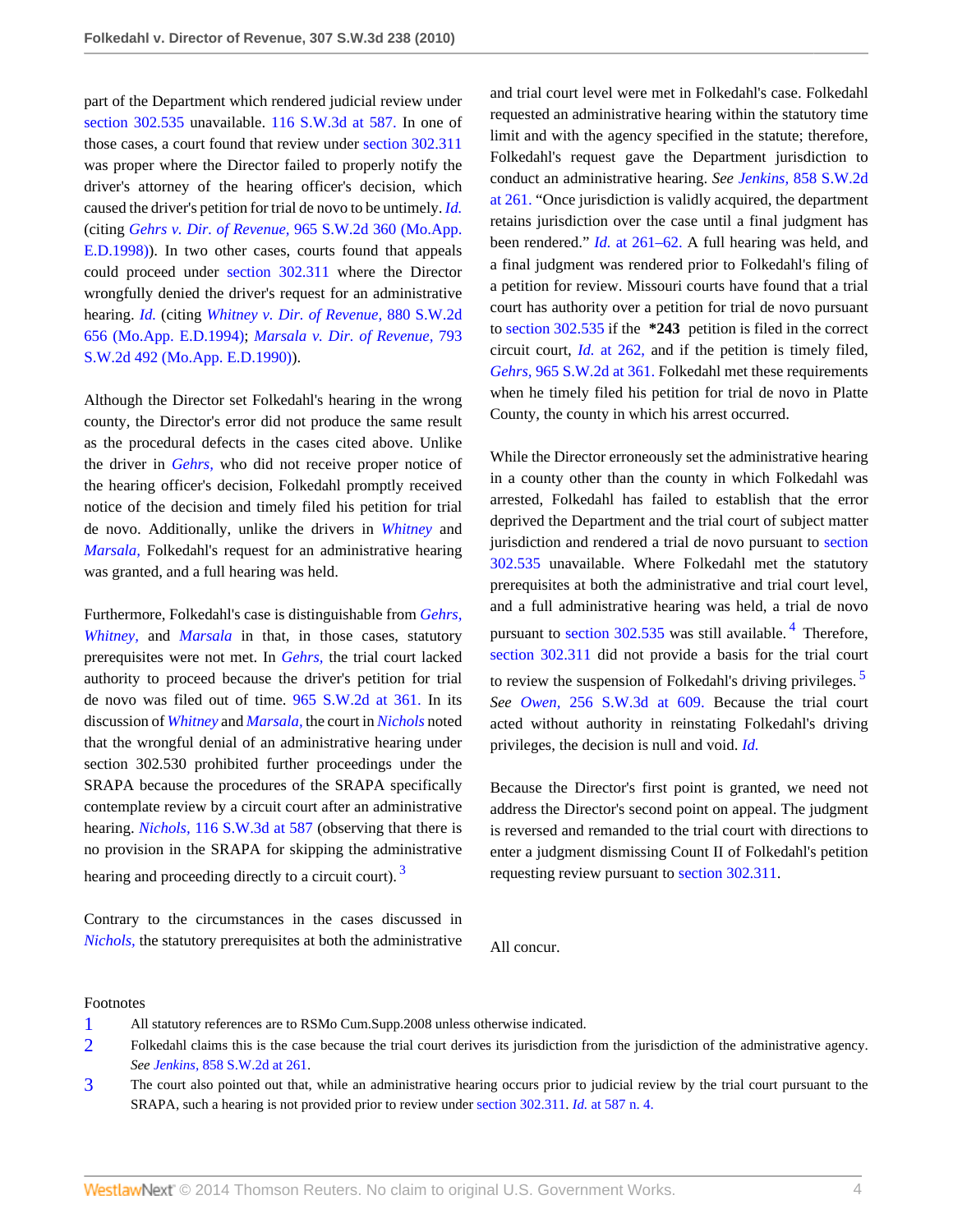part of the Department which rendered judicial review under section 302.535 unavailable. 116 S.W.3d at 587. In one of those cases, a court found that review under section 302.311 was proper where the Director failed to properly notify the driver's attorney of the hearing officer's decision, which caused the driver's petition for trial de novo to be untimely. *Id.* (citing *Gehrs v. Dir. of Revenue,* 965 S.W.2d 360 (Mo.App. E.D.1998)). In two other cases, courts found that appeals could proceed under section 302.311 where the Director wrongfully denied the driver's request for an administrative hearing. *Id.* (citing *Whitney v. Dir. of Revenue,* 880 S.W.2d 656 (Mo.App. E.D.1994); *Marsala v. Dir. of Revenue,* 793 S.W.2d 492 (Mo.App. E.D.1990)).

Although the Director set Folkedahl's hearing in the wrong county, the Director's error did not produce the same result as the procedural defects in the cases cited above. Unlike the driver in *Gehrs,* who did not receive proper notice of the hearing officer's decision, Folkedahl promptly received notice of the decision and timely filed his petition for trial de novo. Additionally, unlike the drivers in *Whitney* and *Marsala,* Folkedahl's request for an administrative hearing was granted, and a full hearing was held.

Furthermore, Folkedahl's case is distinguishable from *Gehrs, Whitney,* and *Marsala* in that, in those cases, statutory prerequisites were not met. In *Gehrs,* the trial court lacked authority to proceed because the driver's petition for trial de novo was filed out of time. 965 S.W.2d at 361. In its discussion of *Whitney* and *Marsala,* the court in *Nichols* noted that the wrongful denial of an administrative hearing under section 302.530 prohibited further proceedings under the SRAPA because the procedures of the SRAPA specifically contemplate review by a circuit court after an administrative hearing. *Nichols,* 116 S.W.3d at 587 (observing that there is no provision in the SRAPA for skipping the administrative hearing and proceeding directly to a circuit court).[3]

Contrary to the circumstances in the cases discussed in *Nichols,* the statutory prerequisites at both the administrative and trial court level were met in Folkedahl's case. Folkedahl requested an administrative hearing within the statutory time limit and with the agency specified in the statute; therefore, Folkedahl's request gave the Department jurisdiction to conduct an administrative hearing. *See Jenkins,* 858 S.W.2d at 261. "Once jurisdiction is validly acquired, the department retains jurisdiction over the case until a final judgment has been rendered." *Id.* at 261–62. A full hearing was held, and a final judgment was rendered prior to Folkedahl's filing of a petition for review. Missouri courts have found that a trial court has authority over a petition for trial de novo pursuant to section 302.535 if the **\*243** petition is filed in the correct circuit court, *Id.* at 262, and if the petition is timely filed, *Gehrs,* 965 S.W.2d at 361. Folkedahl met these requirements when he timely filed his petition for trial de novo in Platte County, the county in which his arrest occurred.

While the Director erroneously set the administrative hearing in a county other than the county in which Folkedahl was arrested, Folkedahl has failed to establish that the error deprived the Department and the trial court of subject matter jurisdiction and rendered a trial de novo pursuant to section 302.535 unavailable. Where Folkedahl met the statutory prerequisites at both the administrative and trial court level, and a full administrative hearing was held, a trial de novo pursuant to section 302.535 was still available.[4] Therefore, section 302.311 did not provide a basis for the trial court to review the suspension of Folkedahl's driving privileges.[5] *See Owen,* 256 S.W.3d at 609. Because the trial court acted without authority in reinstating Folkedahl's driving privileges, the decision is null and void. *Id.*

Because the Director's first point is granted, we need not address the Director's second point on appeal. The judgment is reversed and remanded to the trial court with directions to enter a judgment dismissing Count II of Folkedahl's petition requesting review pursuant to section 302.311.

All concur.

Footnotes

1 All statutory references are to RSMo Cum.Supp.2008 unless otherwise indicated.

2 Folkedahl claims this is the case because the trial court derives its jurisdiction from the jurisdiction of the administrative agency. *See Jenkins,* 858 S.W.2d at 261.

3 The court also pointed out that, while an administrative hearing occurs prior to judicial review by the trial court pursuant to the SRAPA, such a hearing is not provided prior to review under section 302.311. *Id.* at 587 n. 4.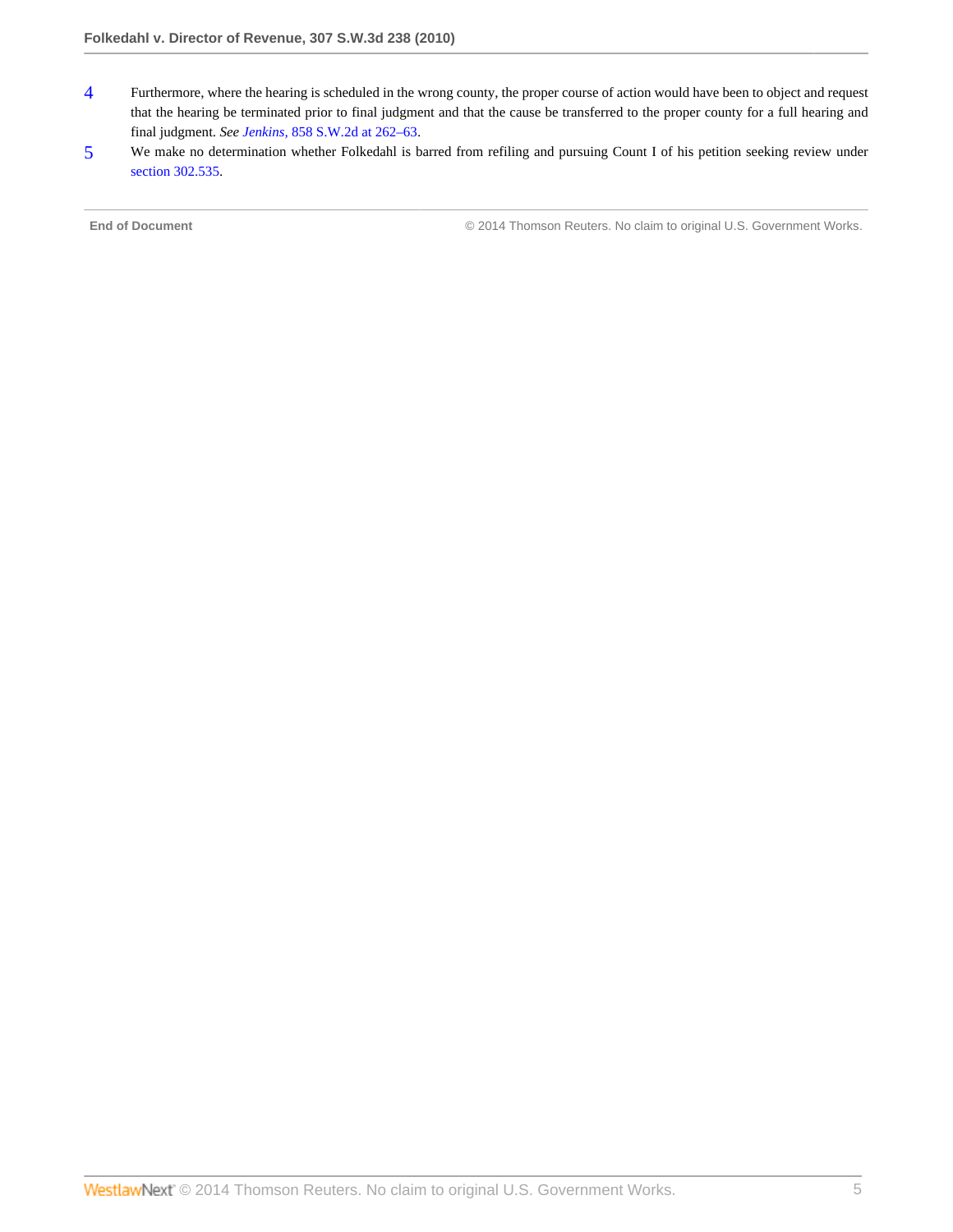4 Furthermore, where the hearing is scheduled in the wrong county, the proper course of action would have been to object and request that the hearing be terminated prior to final judgment and that the cause be transferred to the proper county for a full hearing and final judgment. *See Jenkins,* 858 S.W.2d at 262–63.

5 We make no determination whether Folkedahl is barred from refiling and pursuing Count I of his petition seeking review under section 302.535.

**End of Document** © 2014 Thomson Reuters. No claim to original U.S. Government Works.